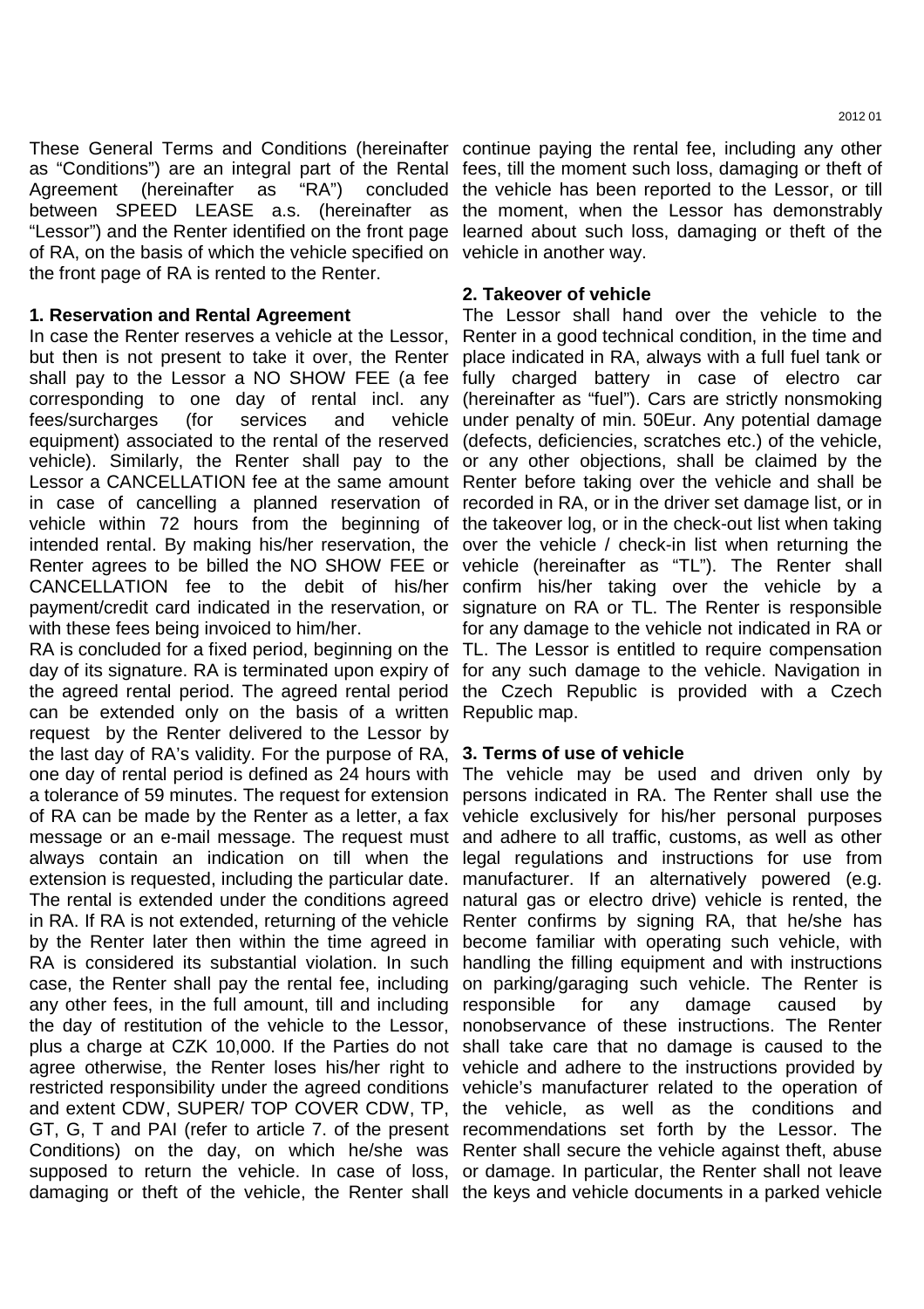These General Terms and Conditions (hereinafter as "Conditions") are an integral part of the Rental Agreement (hereinafter as "RA") concluded between SPEED LEASE a.s. (hereinafter as "Lessor") and the Renter identified on the front page of RA, on the basis of which the vehicle specified on the front page of RA is rented to the Renter.

**1. Reservation and Rental Agreement**

In case the Renter reserves a vehicle at the Lessor, but then is not present to take it over, the Renter shall pay to the Lessor a NO SHOW FEE (a fee corresponding to one day of rental incl. any fees/surcharges (for services and vehicle equipment) associated to the rental of the reserved vehicle). Similarly, the Renter shall pay to the Lessor a CANCELLATION fee at the same amount in case of cancelling a planned reservation of vehicle within 72 hours from the beginning of intended rental. By making his/her reservation, the Renter agrees to be billed the NO SHOW FEE or CANCELLATION fee to the debit of his/her payment/credit card indicated in the reservation, or with these fees being invoiced to him/her.

RA is concluded for a fixed period, beginning on the day of its signature. RA is terminated upon expiry of the agreed rental period. The agreed rental period can be extended only on the basis of a written request by the Renter delivered to the Lessor by the last day of RA's validity. For the purpose of RA, one day of rental period is defined as 24 hours with a tolerance of 59 minutes. The request for extension of RA can be made by the Renter as a letter, a fax message or an e-mail message. The request must always contain an indication on till when the extension is requested, including the particular date. The rental is extended under the conditions agreed in RA. If RA is not extended, returning of the vehicle by the Renter later then within the time agreed in RA is considered its substantial violation. In such case, the Renter shall pay the rental fee, including any other fees, in the full amount, till and including the day of restitution of the vehicle to the Lessor, plus a charge at CZK 10,000. If the Parties do not agree otherwise, the Renter loses his/her right to restricted responsibility under the agreed conditions and extent CDW, SUPER/ TOP COVER CDW, TP, GT, G, T and PAI (refer to article 7. of the present Conditions) on the day, on which he/she was supposed to return the vehicle. In case of loss, damaging or theft of the vehicle, the Renter shall continue paying the rental fee, including any other fees, till the moment such loss, damaging or theft of the vehicle has been reported to the Lessor, or till the moment, when the Lessor has demonstrably learned about such loss, damaging or theft of the vehicle in another way.

**2. Takeover of vehicle**

The Lessor shall hand over the vehicle to the Renter in a good technical condition, in the time and place indicated in RA, always with a full fuel tank or fully charged battery in case of electro car (hereinafter as "fuel"). Cars are strictly nonsmoking under penalty of min. 50Eur. Any potential damage (defects, deficiencies, scratches etc.) of the vehicle, or any other objections, shall be claimed by the Renter before taking over the vehicle and shall be recorded in RA, or in the driver set damage list, or in the takeover log, or in the check-out list when taking over the vehicle / check-in list when returning the vehicle (hereinafter as "TL"). The Renter shall confirm his/her taking over the vehicle by a signature on RA or TL. The Renter is responsible for any damage to the vehicle not indicated in RA or TL. The Lessor is entitled to require compensation for any such damage to the vehicle. Navigation in the Czech Republic is provided with a Czech Republic map.

**3. Terms of use of vehicle**

The vehicle may be used and driven only by persons indicated in RA. The Renter shall use the vehicle exclusively for his/her personal purposes and adhere to all traffic, customs, as well as other legal regulations and instructions for use from manufacturer. If an alternatively powered (e.g. natural gas or electro drive) vehicle is rented, the Renter confirms by signing RA, that he/she has become familiar with operating such vehicle, with handling the filling equipment and with instructions on parking/garaging such vehicle. The Renter is responsible for any damage caused by nonobservance of these instructions. The Renter shall take care that no damage is caused to the vehicle and adhere to the instructions provided by vehicle's manufacturer related to the operation of the vehicle, as well as the conditions and recommendations set forth by the Lessor. The Renter shall secure the vehicle against theft, abuse or damage. In particular, the Renter shall not leave the keys and vehicle documents in a parked vehicle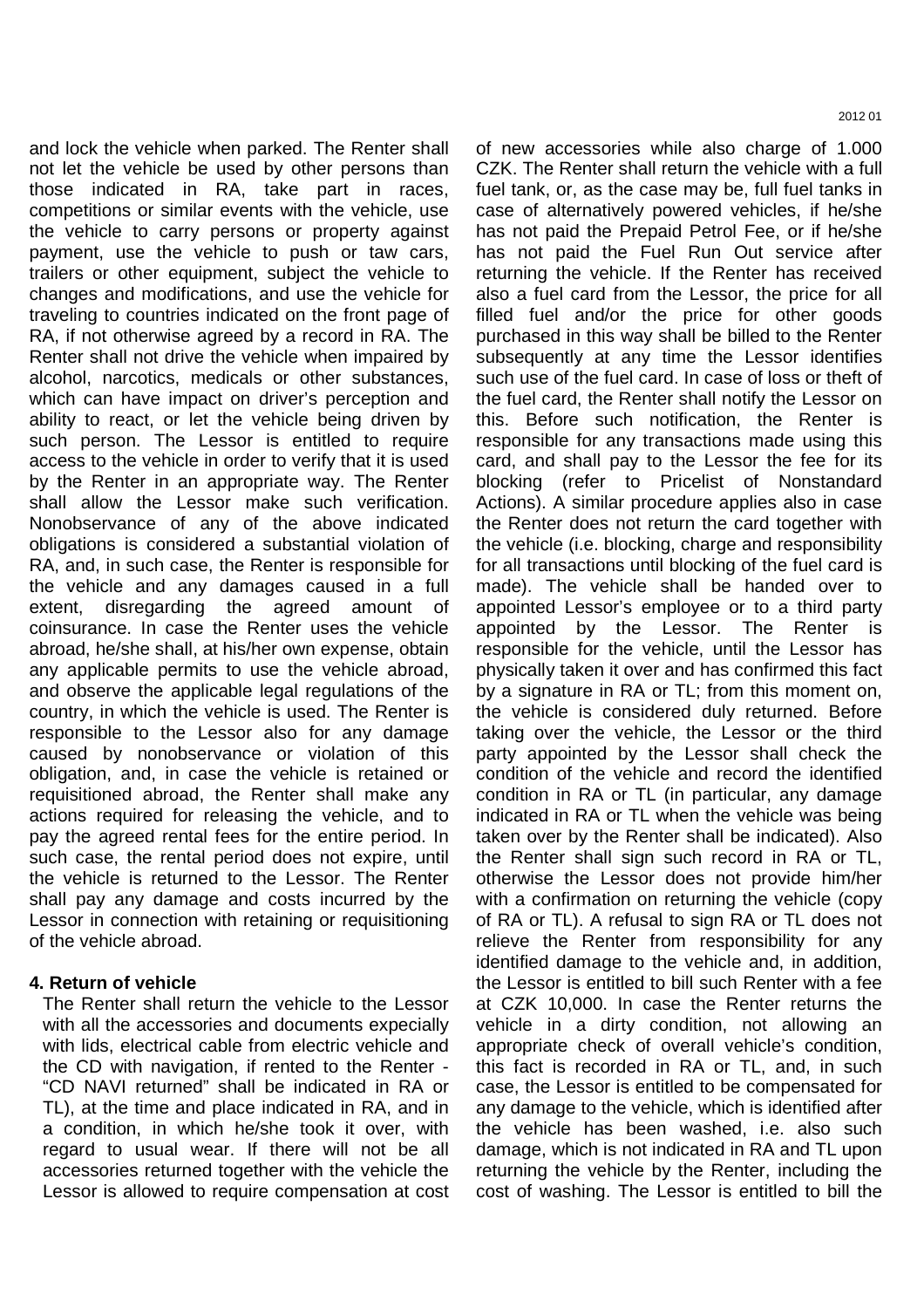and lock the vehicle when parked. The Renter shall not let the vehicle be used by other persons than those indicated in RA, take part in races, competitions or similar events with the vehicle, use the vehicle to carry persons or property against payment, use the vehicle to push or taw cars, trailers or other equipment, subject the vehicle to changes and modifications, and use the vehicle for traveling to countries indicated on the front page of RA, if not otherwise agreed by a record in RA. The Renter shall not drive the vehicle when impaired by alcohol, narcotics, medicals or other substances, which can have impact on driver's perception and ability to react, or let the vehicle being driven by such person. The Lessor is entitled to require access to the vehicle in order to verify that it is used by the Renter in an appropriate way. The Renter shall allow the Lessor make such verification. Nonobservance of any of the above indicated obligations is considered a substantial violation of RA, and, in such case, the Renter is responsible for the vehicle and any damages caused in a full extent, disregarding the agreed amount of coinsurance. In case the Renter uses the vehicle abroad, he/she shall, at his/her own expense, obtain any applicable permits to use the vehicle abroad, and observe the applicable legal regulations of the country, in which the vehicle is used. The Renter is responsible to the Lessor also for any damage caused by nonobservance or violation of this obligation, and, in case the vehicle is retained or requisitioned abroad, the Renter shall make any actions required for releasing the vehicle, and to pay the agreed rental fees for the entire period. In such case, the rental period does not expire, until the vehicle is returned to the Lessor. The Renter shall pay any damage and costs incurred by the Lessor in connection with retaining or requisitioning of the vehicle abroad.

**4. Return of vehicle**

The Renter shall return the vehicle to the Lessor with all the accessories and documents expecially with lids, electrical cable from electric vehicle and the CD with navigation, if rented to the Renter - "CD NAVI returned" shall be indicated in RA or TL), at the time and place indicated in RA, and in a condition, in which he/she took it over, with regard to usual wear. If there will not be all accessories returned together with the vehicle the Lessor is allowed to require compensation at cost of new accessories while also charge of 1.000 CZK. The Renter shall return the vehicle with a full fuel tank, or, as the case may be, full fuel tanks in case of alternatively powered vehicles, if he/she has not paid the Prepaid Petrol Fee, or if he/she has not paid the Fuel Run Out service after returning the vehicle. If the Renter has received also a fuel card from the Lessor, the price for all filled fuel and/or the price for other goods purchased in this way shall be billed to the Renter subsequently at any time the Lessor identifies such use of the fuel card. In case of loss or theft of the fuel card, the Renter shall notify the Lessor on this. Before such notification, the Renter is responsible for any transactions made using this card, and shall pay to the Lessor the fee for its blocking (refer to Pricelist of Nonstandard Actions). A similar procedure applies also in case the Renter does not return the card together with the vehicle (i.e. blocking, charge and responsibility for all transactions until blocking of the fuel card is made). The vehicle shall be handed over to appointed Lessor's employee or to a third party appointed by the Lessor. The Renter is responsible for the vehicle, until the Lessor has physically taken it over and has confirmed this fact by a signature in RA or TL; from this moment on, the vehicle is considered duly returned. Before taking over the vehicle, the Lessor or the third party appointed by the Lessor shall check the condition of the vehicle and record the identified condition in RA or TL (in particular, any damage indicated in RA or TL when the vehicle was being taken over by the Renter shall be indicated). Also the Renter shall sign such record in RA or TL, otherwise the Lessor does not provide him/her with a confirmation on returning the vehicle (copy of RA or TL). A refusal to sign RA or TL does not relieve the Renter from responsibility for any identified damage to the vehicle and, in addition, the Lessor is entitled to bill such Renter with a fee at CZK 10,000. In case the Renter returns the vehicle in a dirty condition, not allowing an appropriate check of overall vehicle's condition, this fact is recorded in RA or TL, and, in such case, the Lessor is entitled to be compensated for any damage to the vehicle, which is identified after the vehicle has been washed, i.e. also such damage, which is not indicated in RA and TL upon returning the vehicle by the Renter, including the cost of washing. The Lessor is entitled to bill the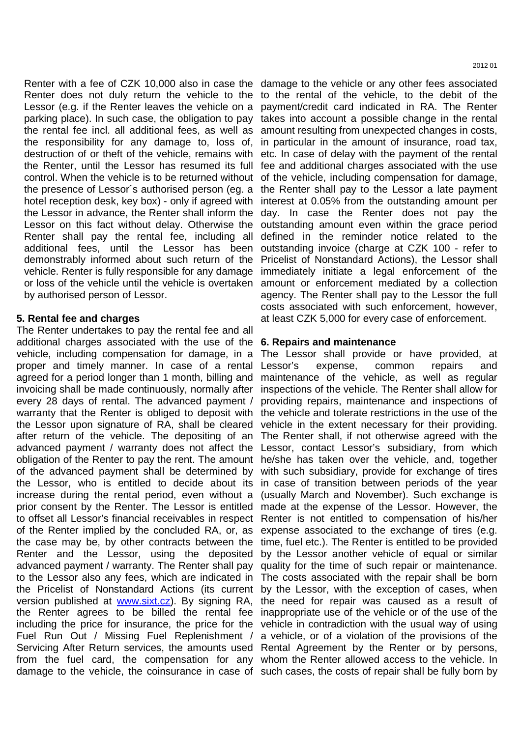Renter with a fee of CZK 10,000 also in case the Renter does not duly return the vehicle to the Lessor (e.g. if the Renter leaves the vehicle on a parking place). In such case, the obligation to pay the rental fee incl. all additional fees, as well as the responsibility for any damage to, loss of, destruction of or theft of the vehicle, remains with the Renter, until the Lessor has resumed its full control. When the vehicle is to be returned without the presence of Lessor´s authorised person (eg. a hotel reception desk, key box) - only if agreed with the Lessor in advance, the Renter shall inform the Lessor on this fact without delay. Otherwise the Renter shall pay the rental fee, including all additional fees, until the Lessor has been demonstrably informed about such return of the vehicle. Renter is fully responsible for any damage or loss of the vehicle until the vehicle is overtaken by authorised person of Lessor.

## 5. Rental fee and charges

The Renter undertakes to pay the rental fee and all additional charges associated with the use of the vehicle, including compensation for damage, in a proper and timely manner. In case of a rental agreed for a period longer than 1 month, billing and invoicing shall be made continuously, normally after every 28 days of rental. The advanced payment / warranty that the Renter is obliged to deposit with the Lessor upon signature of RA, shall be cleared after return of the vehicle. The depositing of an advanced payment / warranty does not affect the obligation of the Renter to pay the rent. The amount of the advanced payment shall be determined by the Lessor, who is entitled to decide about its increase during the rental period, even without a prior consent by the Renter. The Lessor is entitled to offset all Lessor's financial receivables in respect of the Renter implied by the concluded RA, or, as the case may be, by other contracts between the Renter and the Lessor, using the deposited advanced payment / warranty. The Renter shall pay to the Lessor also any fees, which are indicated in the Pricelist of Nonstandard Actions (its current version published at www.sixt.cz). By signing RA, the Renter agrees to be billed the rental fee including the price for insurance, the price for the Fuel Run Out / Missing Fuel Replenishment / Servicing After Return services, the amounts used from the fuel card, the compensation for any damage to the vehicle, the coinsurance in case of damage to the vehicle or any other fees associated to the rental of the vehicle, to the debit of the payment/credit card indicated in RA. The Renter takes into account a possible change in the rental amount resulting from unexpected changes in costs, in particular in the amount of insurance, road tax, etc. In case of delay with the payment of the rental fee and additional charges associated with the use of the vehicle, including compensation for damage, the Renter shall pay to the Lessor a late payment interest at 0.05% from the outstanding amount per day. In case the Renter does not pay the outstanding amount even within the grace period defined in the reminder notice related to the outstanding invoice (charge at CZK 100 - refer to Pricelist of Nonstandard Actions), the Lessor shall immediately initiate a legal enforcement of the amount or enforcement mediated by a collection agency. The Renter shall pay to the Lessor the full costs associated with such enforcement, however, at least CZK 5,000 for every case of enforcement.

## 6. Repairs and maintenance

The Lessor shall provide or have provided, at Lessor's expense, common repairs and maintenance of the vehicle, as well as regular inspections of the vehicle. The Renter shall allow for providing repairs, maintenance and inspections of the vehicle and tolerate restrictions in the use of the vehicle in the extent necessary for their providing. The Renter shall, if not otherwise agreed with the Lessor, contact Lessor's subsidiary, from which he/she has taken over the vehicle, and, together with such subsidiary, provide for exchange of tires in case of transition between periods of the year (usually March and November). Such exchange is made at the expense of the Lessor. However, the Renter is not entitled to compensation of his/her expense associated to the exchange of tires (e.g. time, fuel etc.). The Renter is entitled to be provided by the Lessor another vehicle of equal or similar quality for the time of such repair or maintenance. The costs associated with the repair shall be born by the Lessor, with the exception of cases, when the need for repair was caused as a result of inappropriate use of the vehicle or of the use of the vehicle in contradiction with the usual way of using a vehicle, or of a violation of the provisions of the Rental Agreement by the Renter or by persons, whom the Renter allowed access to the vehicle. In such cases, the costs of repair shall be fully born by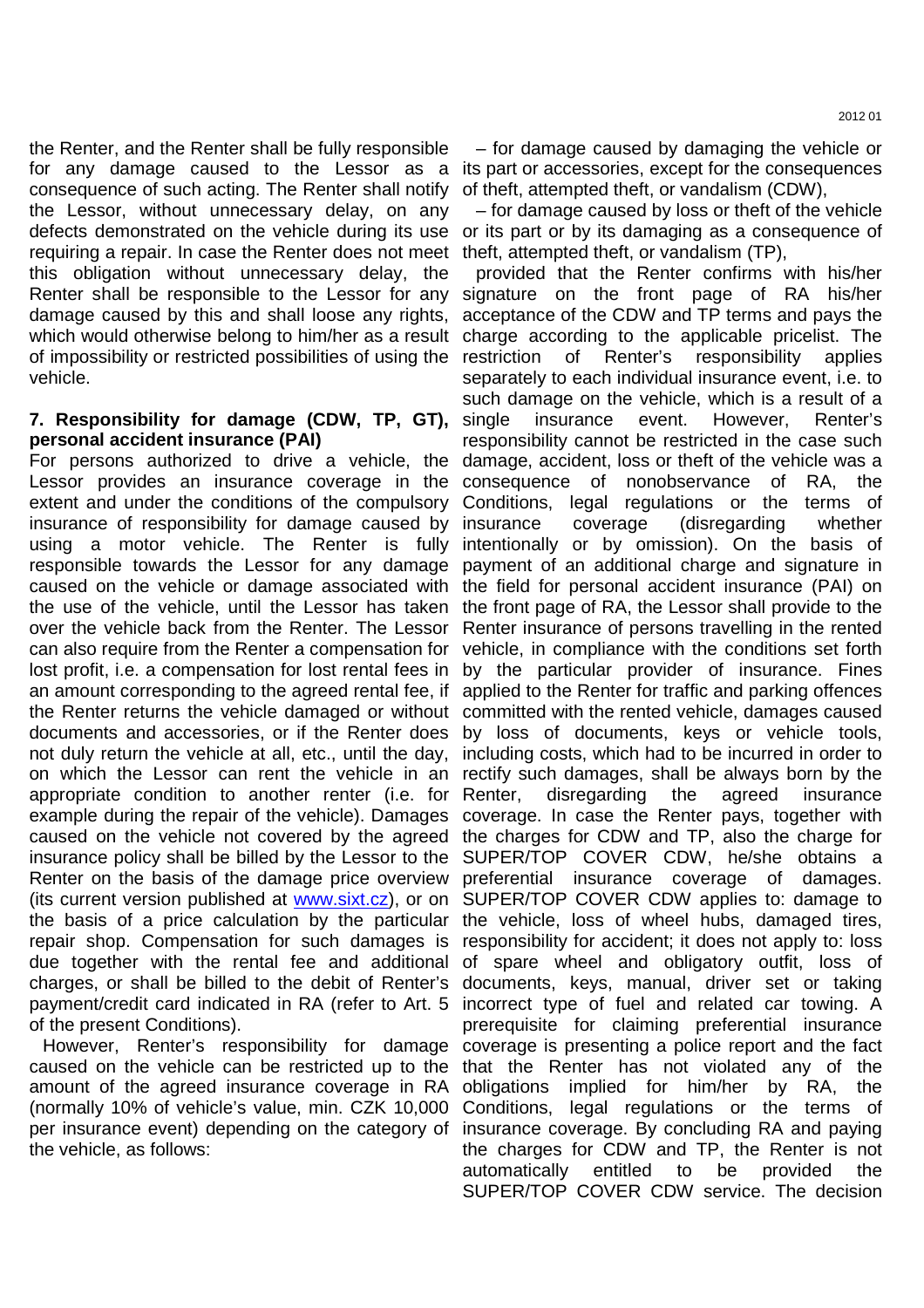the Renter, and the Renter shall be fully responsible for any damage caused to the Lessor as a consequence of such acting. The Renter shall notify the Lessor, without unnecessary delay, on any defects demonstrated on the vehicle during its use requiring a repair. In case the Renter does not meet this obligation without unnecessary delay, the Renter shall be responsible to the Lessor for any damage caused by this and shall loose any rights, which would otherwise belong to him/her as a result of impossibility or restricted possibilities of using the vehicle.

**7. Responsibility for damage (CDW, TP, GT), personal accident insurance (PAI)**

For persons authorized to drive a vehicle, the Lessor provides an insurance coverage in the extent and under the conditions of the compulsory insurance of responsibility for damage caused by using a motor vehicle. The Renter is fully responsible towards the Lessor for any damage caused on the vehicle or damage associated with the use of the vehicle, until the Lessor has taken over the vehicle back from the Renter. The Lessor can also require from the Renter a compensation for lost profit, i.e. a compensation for lost rental fees in an amount corresponding to the agreed rental fee, if the Renter returns the vehicle damaged or without documents and accessories, or if the Renter does not duly return the vehicle at all, etc., until the day, on which the Lessor can rent the vehicle in an appropriate condition to another renter (i.e. for example during the repair of the vehicle). Damages caused on the vehicle not covered by the agreed insurance policy shall be billed by the Lessor to the Renter on the basis of the damage price overview (its current version published at www.sixt.cz), or on the basis of a price calculation by the particular repair shop. Compensation for such damages is due together with the rental fee and additional charges, or shall be billed to the debit of Renter's payment/credit card indicated in RA (refer to Art. 5 of the present Conditions).

However, Renter's responsibility for damage caused on the vehicle can be restricted up to the amount of the agreed insurance coverage in RA (normally 10% of vehicle's value, min. CZK 10,000 per insurance event) depending on the category of the vehicle, as follows:

– for damage caused by damaging the vehicle or its part or accessories, except for the consequences of theft, attempted theft, or vandalism (CDW),

– for damage caused by loss or theft of the vehicle or its part or by its damaging as a consequence of theft, attempted theft, or vandalism (TP),

provided that the Renter confirms with his/her signature on the front page of RA his/her acceptance of the CDW and TP terms and pays the charge according to the applicable pricelist. The restriction of Renter's responsibility applies separately to each individual insurance event, i.e. to such damage on the vehicle, which is a result of a single insurance event. However, Renter's responsibility cannot be restricted in the case such damage, accident, loss or theft of the vehicle was a consequence of nonobservance of RA, the Conditions, legal regulations or the terms of insurance coverage (disregarding whether intentionally or by omission). On the basis of payment of an additional charge and signature in the field for personal accident insurance (PAI) on the front page of RA, the Lessor shall provide to the Renter insurance of persons travelling in the rented vehicle, in compliance with the conditions set forth by the particular provider of insurance. Fines applied to the Renter for traffic and parking offences committed with the rented vehicle, damages caused by loss of documents, keys or vehicle tools, including costs, which had to be incurred in order to rectify such damages, shall be always born by the Renter, disregarding the agreed insurance coverage. In case the Renter pays, together with the charges for CDW and TP, also the charge for SUPER/TOP COVER CDW, he/she obtains a preferential insurance coverage of damages. SUPER/TOP COVER CDW applies to: damage to the vehicle, loss of wheel hubs, damaged tires, responsibility for accident; it does not apply to: loss of spare wheel and obligatory outfit, loss of documents, keys, manual, driver set or taking incorrect type of fuel and related car towing. A prerequisite for claiming preferential insurance coverage is presenting a police report and the fact that the Renter has not violated any of the obligations implied for him/her by RA, the Conditions, legal regulations or the terms of insurance coverage. By concluding RA and paying the charges for CDW and TP, the Renter is not automatically entitled to be provided the SUPER/TOP COVER CDW service. The decision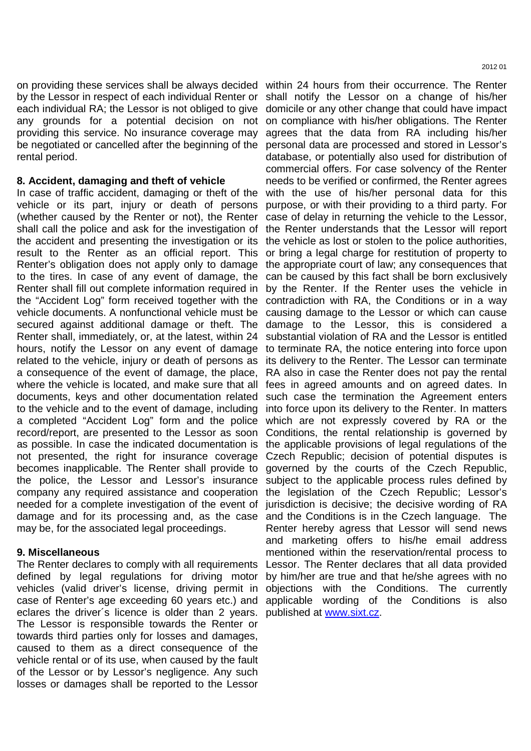on providing these services shall be always decided by the Lessor in respect of each individual Renter or each individual RA; the Lessor is not obliged to give any grounds for a potential decision on not providing this service. No insurance coverage may be negotiated or cancelled after the beginning of the rental period.

**8. Accident, damaging and theft of vehicle**

In case of traffic accident, damaging or theft of the vehicle or its part, injury or death of persons (whether caused by the Renter or not), the Renter shall call the police and ask for the investigation of the accident and presenting the investigation or its result to the Renter as an official report. This Renter's obligation does not apply only to damage to the tires. In case of any event of damage, the Renter shall fill out complete information required in the "Accident Log" form received together with the vehicle documents. A nonfunctional vehicle must be secured against additional damage or theft. The Renter shall, immediately, or, at the latest, within 24 hours, notify the Lessor on any event of damage related to the vehicle, injury or death of persons as a consequence of the event of damage, the place, where the vehicle is located, and make sure that all documents, keys and other documentation related to the vehicle and to the event of damage, including a completed "Accident Log" form and the police record/report, are presented to the Lessor as soon as possible. In case the indicated documentation is not presented, the right for insurance coverage becomes inapplicable. The Renter shall provide to the police, the Lessor and Lessor's insurance company any required assistance and cooperation needed for a complete investigation of the event of damage and for its processing and, as the case may be, for the associated legal proceedings.

**9. Miscellaneous**

The Renter declares to comply with all requirements defined by legal regulations for driving motor vehicles (valid driver's license, driving permit in case of Renter's age exceeding 60 years etc.) and eclares the driver´s licence is older than 2 years. The Lessor is responsible towards the Renter or towards third parties only for losses and damages, caused to them as a direct consequence of the vehicle rental or of its use, when caused by the fault of the Lessor or by Lessor's negligence. Any such losses or damages shall be reported to the Lessor within 24 hours from their occurrence. The Renter shall notify the Lessor on a change of his/her domicile or any other change that could have impact on compliance with his/her obligations. The Renter agrees that the data from RA including his/her personal data are processed and stored in Lessor's database, or potentially also used for distribution of commercial offers. For case solvency of the Renter needs to be verified or confirmed, the Renter agrees with the use of his/her personal data for this purpose, or with their providing to a third party. For case of delay in returning the vehicle to the Lessor, the Renter understands that the Lessor will report the vehicle as lost or stolen to the police authorities, or bring a legal charge for restitution of property to the appropriate court of law; any consequences that can be caused by this fact shall be born exclusively by the Renter. If the Renter uses the vehicle in contradiction with RA, the Conditions or in a way causing damage to the Lessor or which can cause damage to the Lessor, this is considered a substantial violation of RA and the Lessor is entitled to terminate RA, the notice entering into force upon its delivery to the Renter. The Lessor can terminate RA also in case the Renter does not pay the rental fees in agreed amounts and on agreed dates. In such case the termination the Agreement enters into force upon its delivery to the Renter. In matters which are not expressly covered by RA or the Conditions, the rental relationship is governed by the applicable provisions of legal regulations of the Czech Republic; decision of potential disputes is governed by the courts of the Czech Republic, subject to the applicable process rules defined by the legislation of the Czech Republic; Lessor's jurisdiction is decisive; the decisive wording of RA and the Conditions is in the Czech language. The Renter hereby agress that Lessor will send news and marketing offers to his/he email address mentioned within the reservation/rental process to Lessor. The Renter declares that all data provided by him/her are true and that he/she agrees with no objections with the Conditions. The currently applicable wording of the Conditions is also published at [www.sixt.cz](www.sixt.cz).